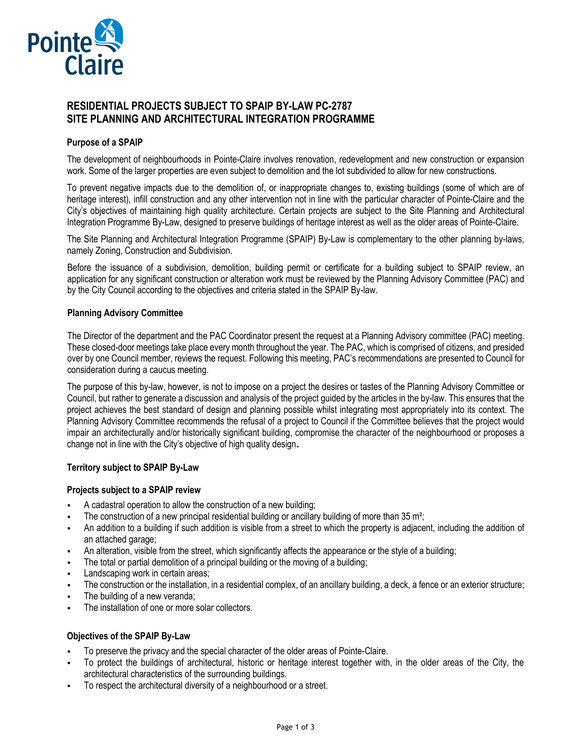# RESIDENTIAL PROJECTS SUBJECT TO SPAIP BY-LAW PC-2787
# SITE PLANNING AND ARCHITECTURAL INTEGRATION PROGRAMME

### Purpose of a SPAIP

The development of neighbourhoods in Pointe-Claire involves renovation, redevelopment and new construction or expansion work. Some of the larger properties are even subject to demolition and the lot subdivided to allow for new constructions.

To prevent negative impacts due to the demolition of, or inappropriate changes to, existing buildings (some of which are of heritage interest), infill construction and any other intervention not in line with the particular character of Pointe-Claire and the City's objectives of maintaining high quality architecture. Certain projects are subject to the Site Planning and Architectural Integration Programme By-Law, designed to preserve buildings of heritage interest as well as the older areas of Pointe-Claire.

The Site Planning and Architectural Integration Programme (SPAIP) By-Law is complementary to the other planning by-laws, namely Zoning, Construction and Subdivision.

Before the issuance of a subdivision, demolition, building permit or certificate for a building subject to SPAIP review, an application for any significant construction or alteration work must be reviewed by the Planning Advisory Committee (PAC) and by the City Council according to the objectives and criteria stated in the SPAIP By-law.

### Planning Advisory Committee

The Director of the department and the PAC Coordinator present the request at a Planning Advisory committee (PAC) meeting. These closed-door meetings take place every month throughout the year. The PAC, which is comprised of citizens, and presided over by one Council member, reviews the request. Following this meeting, PAC's recommendations are presented to Council for consideration during a caucus meeting.

The purpose of this by-law, however, is not to impose on a project the desires or tastes of the Planning Advisory Committee or Council, but rather to generate a discussion and analysis of the project guided by the articles in the by-law. This ensures that the project achieves the best standard of design and planning possible whilst integrating most appropriately into its context. The Planning Advisory Committee recommends the refusal of a project to Council if the Committee believes that the project would impair an architecturally and/or historically significant building, compromise the character of the neighbourhood or proposes a change not in line with the City's objective of high quality design.

### Territory subject to SPAIP By-Law

### Projects subject to a SPAIP review

- A cadastral operation to allow the construction of a new building;
- The construction of a new principal residential building or ancillary building of more than 35 m²;
- An addition to a building if such addition is visible from a street to which the property is adjacent, including the addition of an attached garage;
- An alteration, visible from the street, which significantly affects the appearance or the style of a building;
- The total or partial demolition of a principal building or the moving of a building;
- Landscaping work in certain areas;
- The construction or the installation, in a residential complex, of an ancillary building, a deck, a fence or an exterior structure;
- The building of a new veranda;
- The installation of one or more solar collectors.

### Objectives of the SPAIP By-Law

- To preserve the privacy and the special character of the older areas of Pointe-Claire.
- To protect the buildings of architectural, historic or heritage interest together with, in the older areas of the City, the architectural characteristics of the surrounding buildings.
- To respect the architectural diversity of a neighbourhood or a street.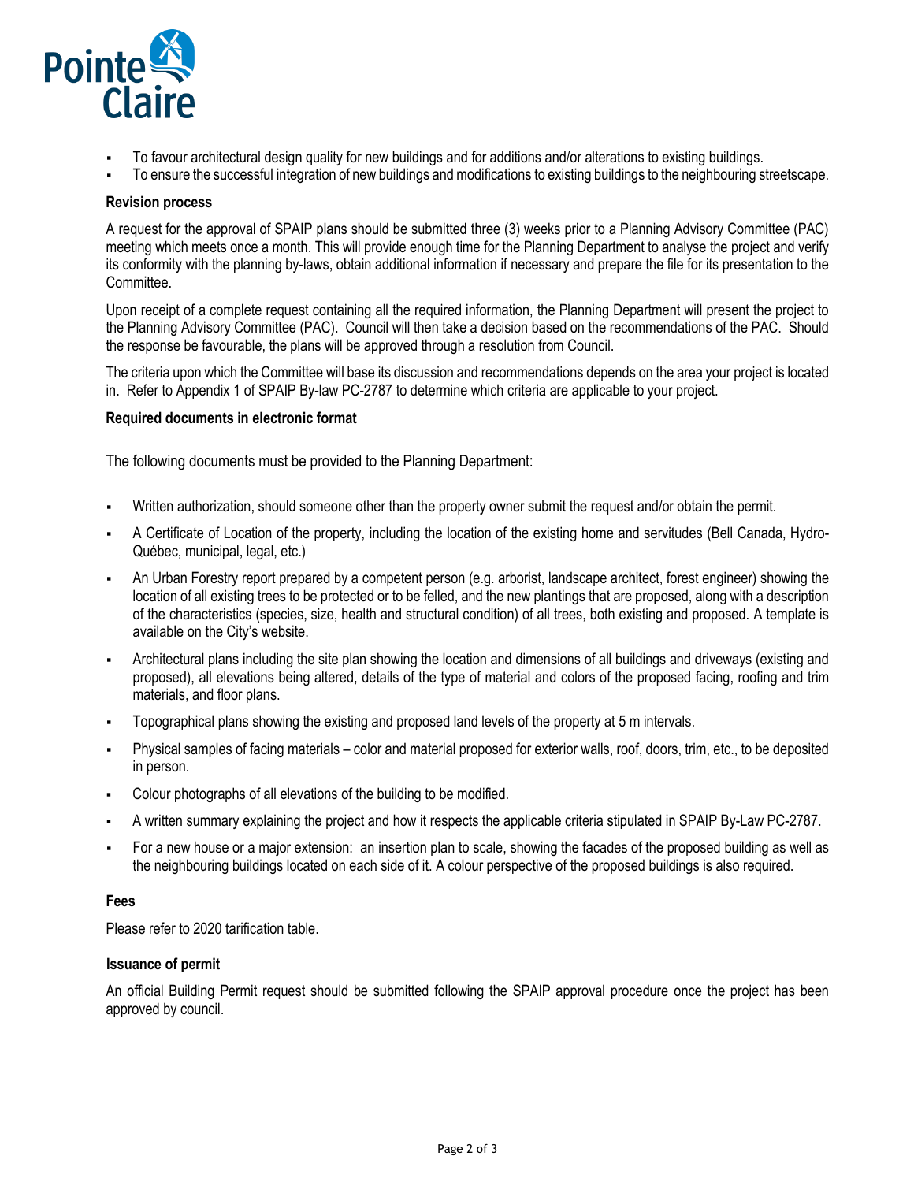- To favour architectural design quality for new buildings and for additions and/or alterations to existing buildings.
- To ensure the successful integration of new buildings and modifications to existing buildings to the neighbouring streetscape.

**Revision process**

A request for the approval of SPAIP plans should be submitted three (3) weeks prior to a Planning Advisory Committee (PAC) meeting which meets once a month. This will provide enough time for the Planning Department to analyse the project and verify its conformity with the planning by-laws, obtain additional information if necessary and prepare the file for its presentation to the Committee.

Upon receipt of a complete request containing all the required information, the Planning Department will present the project to the Planning Advisory Committee (PAC). Council will then take a decision based on the recommendations of the PAC. Should the response be favourable, the plans will be approved through a resolution from Council.

The criteria upon which the Committee will base its discussion and recommendations depends on the area your project is located in. Refer to Appendix 1 of SPAIP By-law PC-2787 to determine which criteria are applicable to your project.

**Required documents in electronic format**

The following documents must be provided to the Planning Department:

- Written authorization, should someone other than the property owner submit the request and/or obtain the permit.
- A Certificate of Location of the property, including the location of the existing home and servitudes (Bell Canada, Hydro-Québec, municipal, legal, etc.)
- An Urban Forestry report prepared by a competent person (e.g. arborist, landscape architect, forest engineer) showing the location of all existing trees to be protected or to be felled, and the new plantings that are proposed, along with a description of the characteristics (species, size, health and structural condition) of all trees, both existing and proposed. A template is available on the City's website.
- Architectural plans including the site plan showing the location and dimensions of all buildings and driveways (existing and proposed), all elevations being altered, details of the type of material and colors of the proposed facing, roofing and trim materials, and floor plans.
- Topographical plans showing the existing and proposed land levels of the property at 5 m intervals.
- Physical samples of facing materials – color and material proposed for exterior walls, roof, doors, trim, etc., to be deposited in person.
- Colour photographs of all elevations of the building to be modified.
- A written summary explaining the project and how it respects the applicable criteria stipulated in SPAIP By-Law PC-2787.
- For a new house or a major extension: an insertion plan to scale, showing the facades of the proposed building as well as the neighbouring buildings located on each side of it. A colour perspective of the proposed buildings is also required.

**Fees**

Please refer to 2020 tarification table.

**Issuance of permit**

An official Building Permit request should be submitted following the SPAIP approval procedure once the project has been approved by council.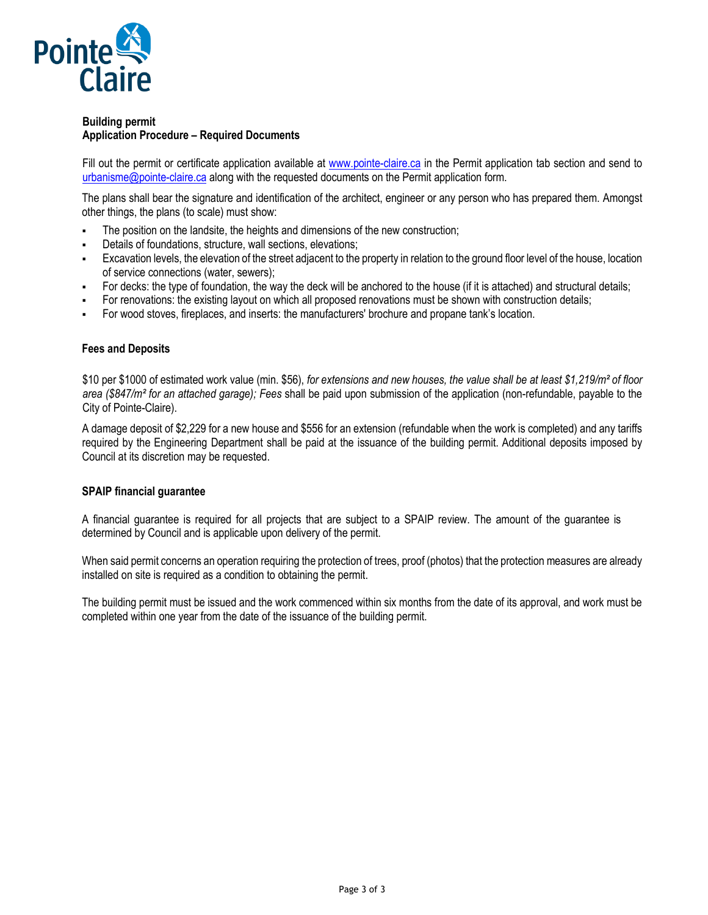**Building permit**
**Application Procedure – Required Documents**

Fill out the permit or certificate application available at www.pointe-claire.ca in the Permit application tab section and send to urbanisme@pointe-claire.ca along with the requested documents on the Permit application form.

The plans shall bear the signature and identification of the architect, engineer or any person who has prepared them. Amongst other things, the plans (to scale) must show:

- The position on the landsite, the heights and dimensions of the new construction;
- Details of foundations, structure, wall sections, elevations;
- Excavation levels, the elevation of the street adjacent to the property in relation to the ground floor level of the house, location of service connections (water, sewers);
- For decks: the type of foundation, the way the deck will be anchored to the house (if it is attached) and structural details;
- For renovations: the existing layout on which all proposed renovations must be shown with construction details;
- For wood stoves, fireplaces, and inserts: the manufacturers' brochure and propane tank's location.

**Fees and Deposits**

$10 per $1000 of estimated work value (min. $56), *for extensions and new houses, the value shall be at least $1,219/m² of floor area ($847/m² for an attached garage); Fees* shall be paid upon submission of the application (non-refundable, payable to the City of Pointe-Claire).

A damage deposit of $2,229 for a new house and $556 for an extension (refundable when the work is completed) and any tariffs required by the Engineering Department shall be paid at the issuance of the building permit. Additional deposits imposed by Council at its discretion may be requested.

**SPAIP financial guarantee**

A financial guarantee is required for all projects that are subject to a SPAIP review. The amount of the guarantee is determined by Council and is applicable upon delivery of the permit.

When said permit concerns an operation requiring the protection of trees, proof (photos) that the protection measures are already installed on site is required as a condition to obtaining the permit.

The building permit must be issued and the work commenced within six months from the date of its approval, and work must be completed within one year from the date of the issuance of the building permit.